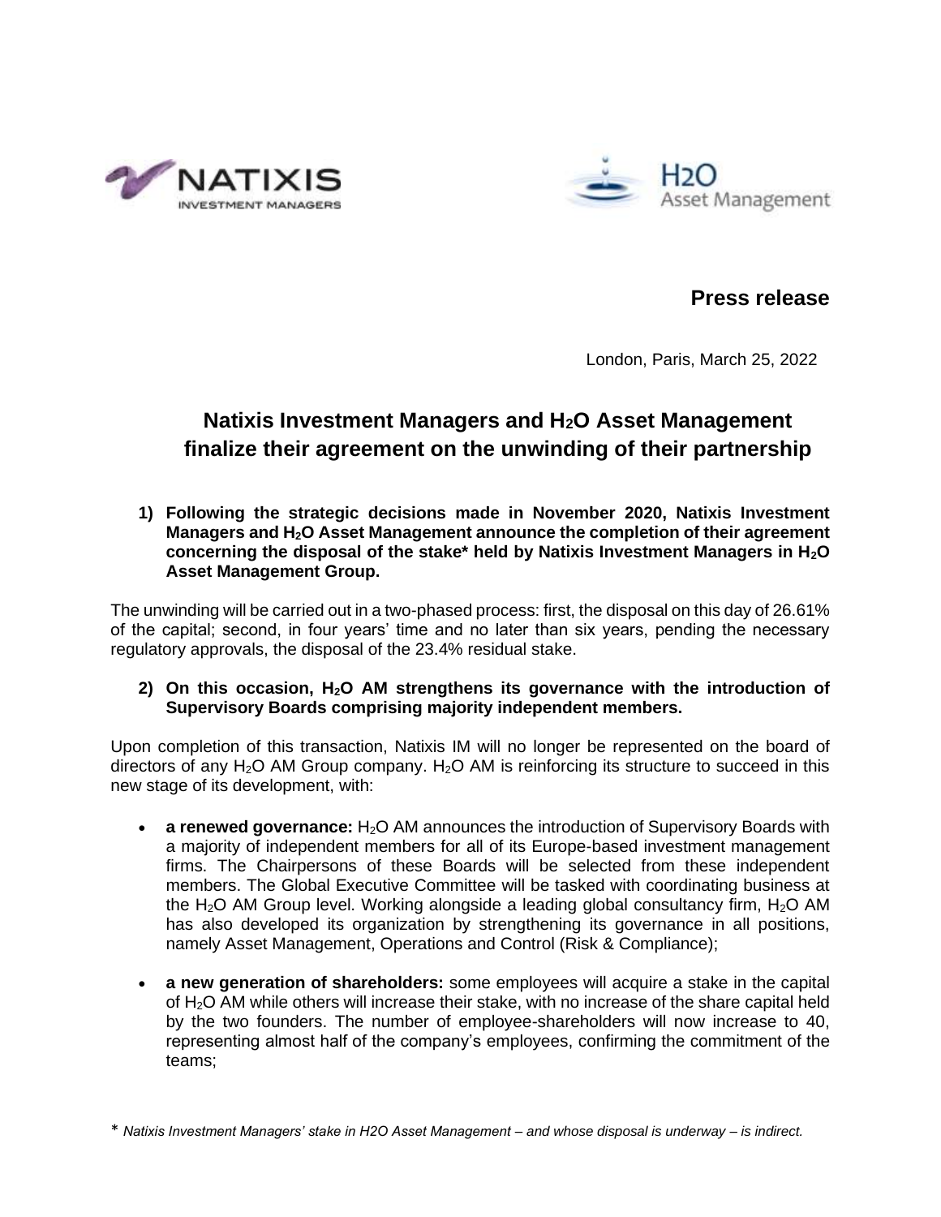**Press release**

London, Paris, March 25, 2022

# Natixis Investment Managers and $H_2O$ Asset Management finalize their agreement on the unwinding of their partnership

**1) Following the strategic decisions made in November 2020, Natixis Investment Managers and $H_2O$ Asset Management announce the completion of their agreement concerning the disposal of the stake* held by Natixis Investment Managers in $H_2O$ Asset Management Group.**

The unwinding will be carried out in a two-phased process: first, the disposal on this day of 26.61% of the capital; second, in four years' time and no later than six years, pending the necessary regulatory approvals, the disposal of the 23.4% residual stake.

**2) On this occasion, $H_2O$ AM strengthens its governance with the introduction of Supervisory Boards comprising majority independent members.**

Upon completion of this transaction, Natixis IM will no longer be represented on the board of directors of any $H_2O$ AM Group company. $H_2O$ AM is reinforcing its structure to succeed in this new stage of its development, with:

- **a renewed governance:** $H_2O$ AM announces the introduction of Supervisory Boards with a majority of independent members for all of its Europe-based investment management firms. The Chairpersons of these Boards will be selected from these independent members. The Global Executive Committee will be tasked with coordinating business at the $H_2O$ AM Group level. Working alongside a leading global consultancy firm, $H_2O$ AM has also developed its organization by strengthening its governance in all positions, namely Asset Management, Operations and Control (Risk & Compliance);
- **a new generation of shareholders:** some employees will acquire a stake in the capital of $H_2O$ AM while others will increase their stake, with no increase of the share capital held by the two founders. The number of employee-shareholders will now increase to 40, representing almost half of the company's employees, confirming the commitment of the teams;

\* *Natixis Investment Managers' stake in H2O Asset Management – and whose disposal is underway – is indirect.*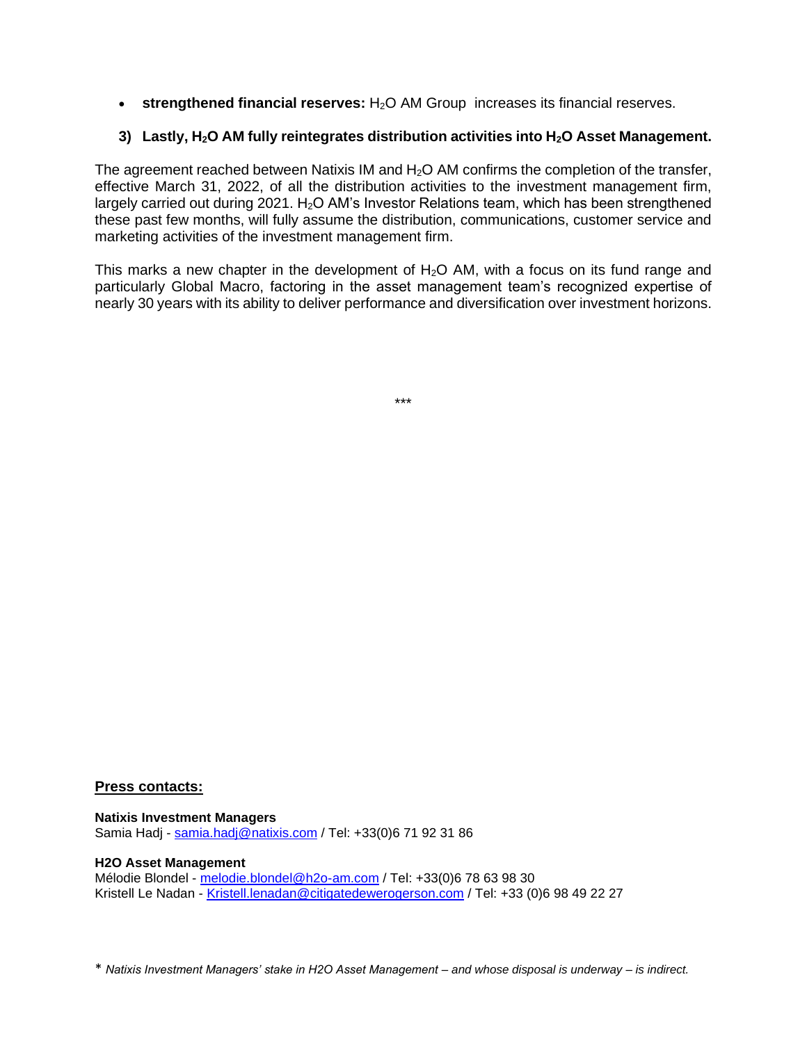- **strengthened financial reserves:** $H_2O$ AM Group increases its financial reserves.

### 3) Lastly, $H_2O$ AM fully reintegrates distribution activities into $H_2O$ Asset Management.

The agreement reached between Natixis IM and $H_2O$ AM confirms the completion of the transfer, effective March 31, 2022, of all the distribution activities to the investment management firm, largely carried out during 2021. $H_2O$ AM's Investor Relations team, which has been strengthened these past few months, will fully assume the distribution, communications, customer service and marketing activities of the investment management firm.

This marks a new chapter in the development of $H_2O$ AM, with a focus on its fund range and particularly Global Macro, factoring in the asset management team's recognized expertise of nearly 30 years with its ability to deliver performance and diversification over investment horizons.

***

**Press contacts:**

**Natixis Investment Managers**
Samia Hadj - samia.hadj@natixis.com / Tel: +33(0)6 71 92 31 86

**H2O Asset Management**
Mélodie Blondel - melodie.blondel@h2o-am.com / Tel: +33(0)6 78 63 98 30
Kristell Le Nadan - Kristell.lenadan@citigatedewerogerson.com / Tel: +33 (0)6 98 49 22 27

\* *Natixis Investment Managers' stake in H2O Asset Management – and whose disposal is underway – is indirect.*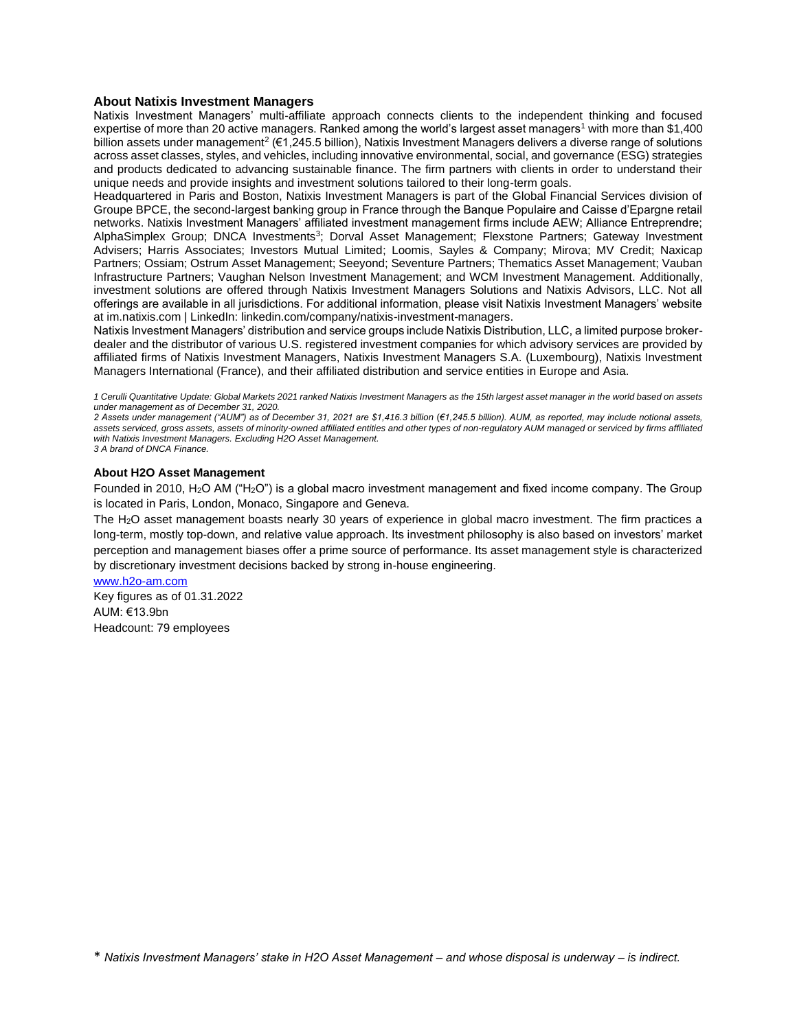### About Natixis Investment Managers

Natixis Investment Managers' multi-affiliate approach connects clients to the independent thinking and focused expertise of more than 20 active managers. Ranked among the world's largest asset managers[1] with more than $1,400 billion assets under management[2] (€1,245.5 billion), Natixis Investment Managers delivers a diverse range of solutions across asset classes, styles, and vehicles, including innovative environmental, social, and governance (ESG) strategies and products dedicated to advancing sustainable finance. The firm partners with clients in order to understand their unique needs and provide insights and investment solutions tailored to their long-term goals.

Headquartered in Paris and Boston, Natixis Investment Managers is part of the Global Financial Services division of Groupe BPCE, the second-largest banking group in France through the Banque Populaire and Caisse d'Epargne retail networks. Natixis Investment Managers' affiliated investment management firms include AEW; Alliance Entreprendre; AlphaSimplex Group; DNCA Investments[3]; Dorval Asset Management; Flexstone Partners; Gateway Investment Advisers; Harris Associates; Investors Mutual Limited; Loomis, Sayles & Company; Mirova; MV Credit; Naxicap Partners; Ossiam; Ostrum Asset Management; Seeyond; Seventure Partners; Thematics Asset Management; Vauban Infrastructure Partners; Vaughan Nelson Investment Management; and WCM Investment Management. Additionally, investment solutions are offered through Natixis Investment Managers Solutions and Natixis Advisors, LLC. Not all offerings are available in all jurisdictions. For additional information, please visit Natixis Investment Managers' website at im.natixis.com | LinkedIn: linkedin.com/company/natixis-investment-managers.

Natixis Investment Managers' distribution and service groups include Natixis Distribution, LLC, a limited purpose broker-dealer and the distributor of various U.S. registered investment companies for which advisory services are provided by affiliated firms of Natixis Investment Managers, Natixis Investment Managers S.A. (Luxembourg), Natixis Investment Managers International (France), and their affiliated distribution and service entities in Europe and Asia.

*1 Cerulli Quantitative Update: Global Markets 2021 ranked Natixis Investment Managers as the 15th largest asset manager in the world based on assets under management as of December 31, 2020.*
*2 Assets under management ("AUM") as of December 31, 2021 are $1,416.3 billion (€1,245.5 billion). AUM, as reported, may include notional assets, assets serviced, gross assets, assets of minority-owned affiliated entities and other types of non-regulatory AUM managed or serviced by firms affiliated with Natixis Investment Managers. Excluding H2O Asset Management.*
*3 A brand of DNCA Finance.*

### About H2O Asset Management

Founded in 2010, $H_2O$ AM ("$H_2O$") is a global macro investment management and fixed income company. The Group is located in Paris, London, Monaco, Singapore and Geneva.

The $H_2O$ asset management boasts nearly 30 years of experience in global macro investment. The firm practices a long-term, mostly top-down, and relative value approach. Its investment philosophy is also based on investors' market perception and management biases offer a prime source of performance. Its asset management style is characterized by discretionary investment decisions backed by strong in-house engineering.

www.h2o-am.com

Key figures as of 01.31.2022
AUM: €13.9bn
Headcount: 79 employees

\* *Natixis Investment Managers' stake in H2O Asset Management – and whose disposal is underway – is indirect.*